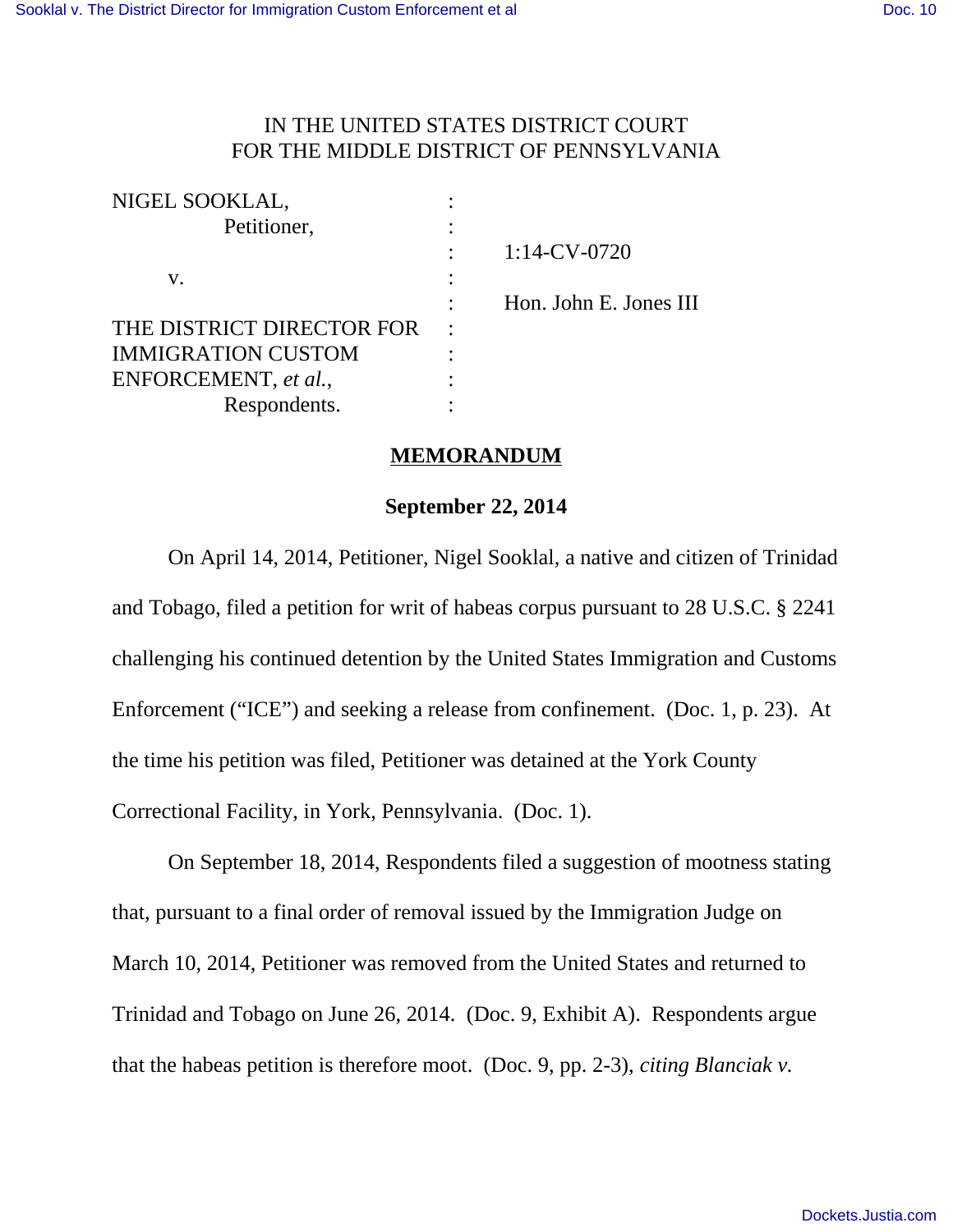IN THE UNITED STATES DISTRICT COURT
FOR THE MIDDLE DISTRICT OF PENNSYLVANIA

| | | |
|---|---|---|
| NIGEL SOOKLAL, | : | |
| Petitioner, | : | |
| | : | 1:14-CV-0720 |
| v. | : | |
| | : | Hon. John E. Jones III |
| THE DISTRICT DIRECTOR FOR | : | |
| IMMIGRATION CUSTOM | : | |
| ENFORCEMENT, *et al.*, | : | |
| Respondents. | : | |

## MEMORANDUM

**September 22, 2014**

On April 14, 2014, Petitioner, Nigel Sooklal, a native and citizen of Trinidad and Tobago, filed a petition for writ of habeas corpus pursuant to 28 U.S.C. § 2241 challenging his continued detention by the United States Immigration and Customs Enforcement ("ICE") and seeking a release from confinement. (Doc. 1, p. 23). At the time his petition was filed, Petitioner was detained at the York County Correctional Facility, in York, Pennsylvania. (Doc. 1).

On September 18, 2014, Respondents filed a suggestion of mootness stating that, pursuant to a final order of removal issued by the Immigration Judge on March 10, 2014, Petitioner was removed from the United States and returned to Trinidad and Tobago on June 26, 2014. (Doc. 9, Exhibit A). Respondents argue that the habeas petition is therefore moot. (Doc. 9, pp. 2-3), *citing Blanciak v.*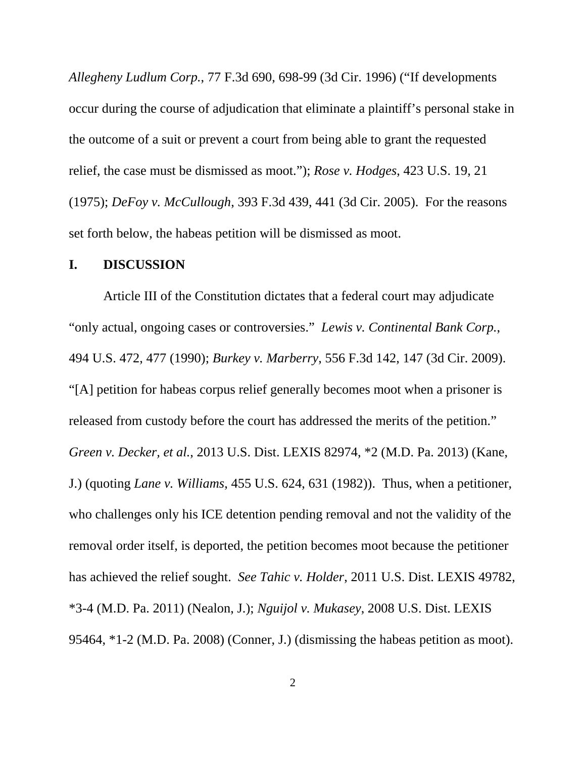*Allegheny Ludlum Corp.*, 77 F.3d 690, 698-99 (3d Cir. 1996) ("If developments occur during the course of adjudication that eliminate a plaintiff's personal stake in the outcome of a suit or prevent a court from being able to grant the requested relief, the case must be dismissed as moot."); *Rose v. Hodges*, 423 U.S. 19, 21 (1975); *DeFoy v. McCullough*, 393 F.3d 439, 441 (3d Cir. 2005). For the reasons set forth below, the habeas petition will be dismissed as moot.

## I. DISCUSSION

Article III of the Constitution dictates that a federal court may adjudicate "only actual, ongoing cases or controversies." *Lewis v. Continental Bank Corp.*, 494 U.S. 472, 477 (1990); *Burkey v. Marberry*, 556 F.3d 142, 147 (3d Cir. 2009). "[A] petition for habeas corpus relief generally becomes moot when a prisoner is released from custody before the court has addressed the merits of the petition." *Green v. Decker, et al.*, 2013 U.S. Dist. LEXIS 82974, *2 (M.D. Pa. 2013) (Kane, J.) (quoting *Lane v. Williams*, 455 U.S. 624, 631 (1982)). Thus, when a petitioner, who challenges only his ICE detention pending removal and not the validity of the removal order itself, is deported, the petition becomes moot because the petitioner has achieved the relief sought. *See Tahic v. Holder*, 2011 U.S. Dist. LEXIS 49782, *3-4 (M.D. Pa. 2011) (Nealon, J.); *Nguijol v. Mukasey*, 2008 U.S. Dist. LEXIS 95464, *1-2 (M.D. Pa. 2008) (Conner, J.) (dismissing the habeas petition as moot).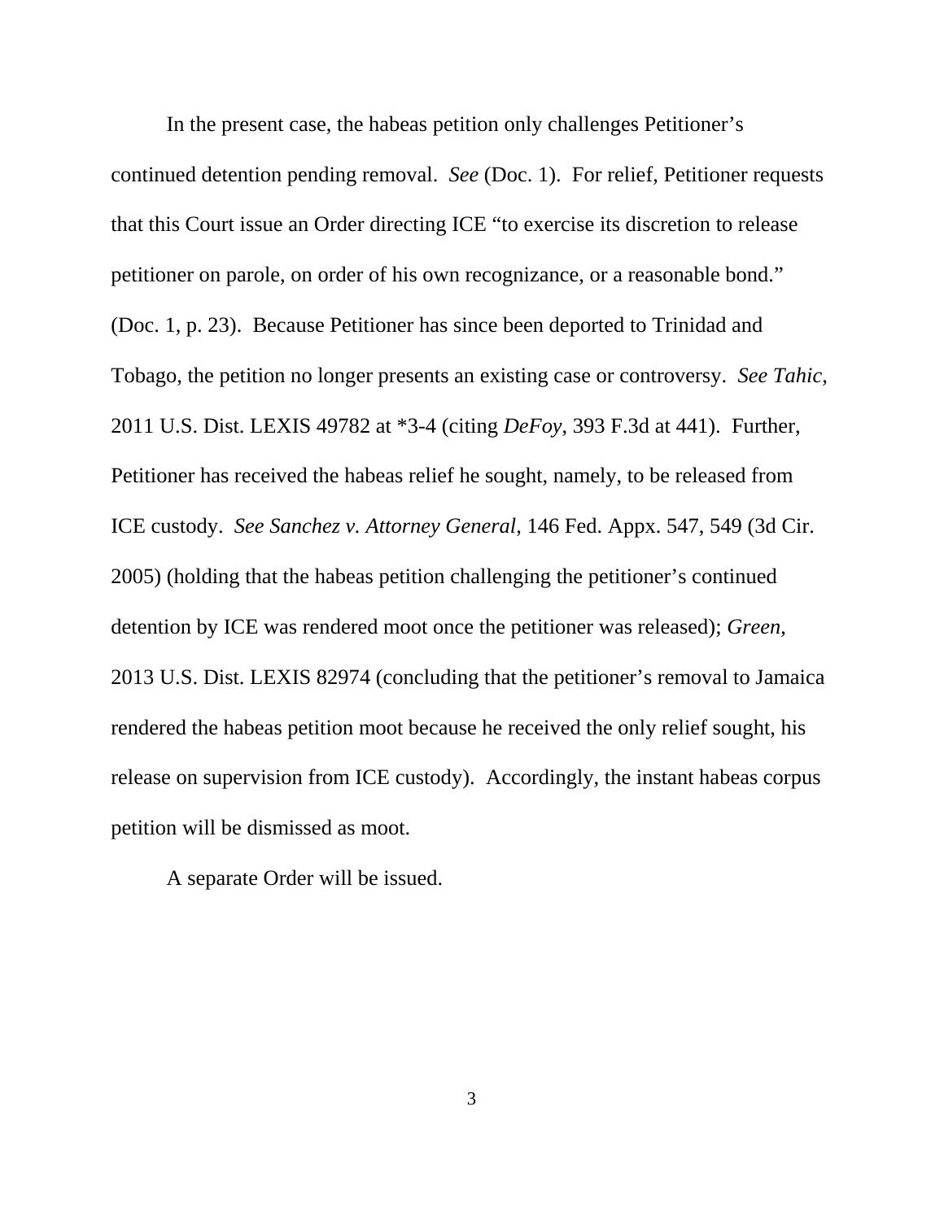In the present case, the habeas petition only challenges Petitioner's continued detention pending removal. *See* (Doc. 1). For relief, Petitioner requests that this Court issue an Order directing ICE "to exercise its discretion to release petitioner on parole, on order of his own recognizance, or a reasonable bond." (Doc. 1, p. 23). Because Petitioner has since been deported to Trinidad and Tobago, the petition no longer presents an existing case or controversy. *See Tahic*, 2011 U.S. Dist. LEXIS 49782 at *3-4 (citing *DeFoy*, 393 F.3d at 441). Further, Petitioner has received the habeas relief he sought, namely, to be released from ICE custody. *See Sanchez v. Attorney General*, 146 Fed. Appx. 547, 549 (3d Cir. 2005) (holding that the habeas petition challenging the petitioner's continued detention by ICE was rendered moot once the petitioner was released); *Green*, 2013 U.S. Dist. LEXIS 82974 (concluding that the petitioner's removal to Jamaica rendered the habeas petition moot because he received the only relief sought, his release on supervision from ICE custody). Accordingly, the instant habeas corpus petition will be dismissed as moot.

A separate Order will be issued.